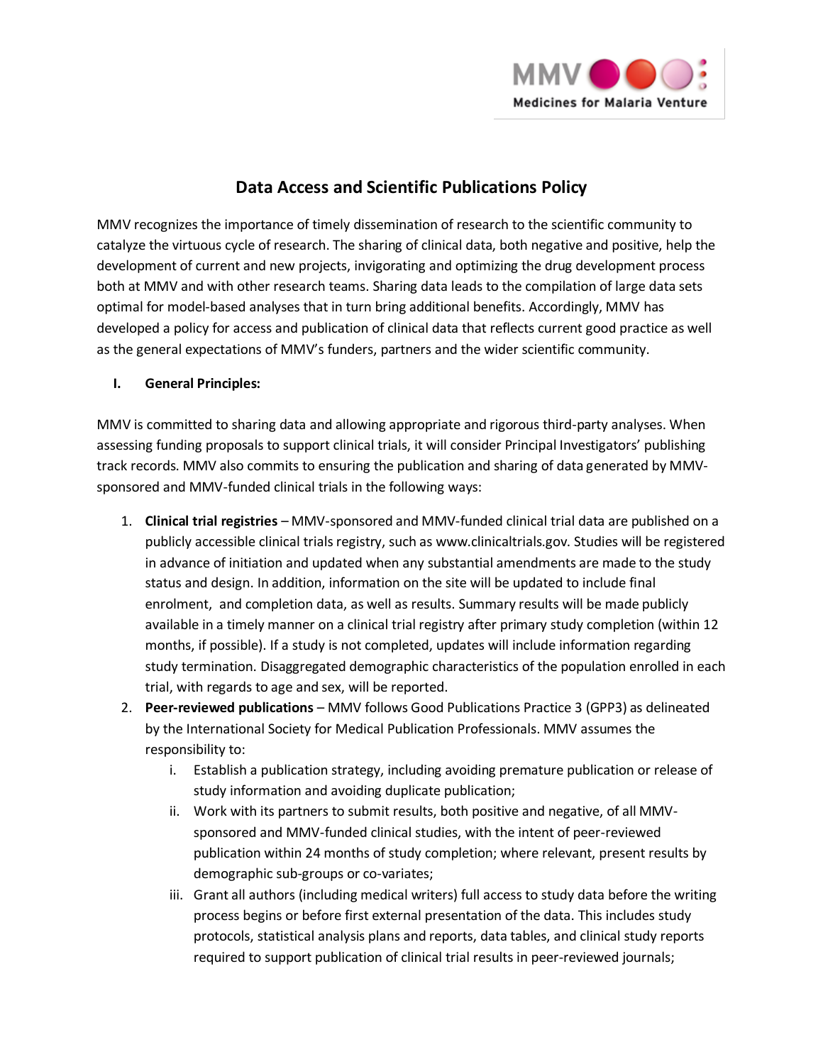# Data Access and Scientific Publications Policy

MMV recognizes the importance of timely dissemination of research to the scientific community to catalyze the virtuous cycle of research. The sharing of clinical data, both negative and positive, help the development of current and new projects, invigorating and optimizing the drug development process both at MMV and with other research teams. Sharing data leads to the compilation of large data sets optimal for model-based analyses that in turn bring additional benefits. Accordingly, MMV has developed a policy for access and publication of clinical data that reflects current good practice as well as the general expectations of MMV's funders, partners and the wider scientific community.

## I. General Principles:

MMV is committed to sharing data and allowing appropriate and rigorous third-party analyses. When assessing funding proposals to support clinical trials, it will consider Principal Investigators' publishing track records. MMV also commits to ensuring the publication and sharing of data generated by MMV-sponsored and MMV-funded clinical trials in the following ways:

1. **Clinical trial registries** – MMV-sponsored and MMV-funded clinical trial data are published on a publicly accessible clinical trials registry, such as www.clinicaltrials.gov. Studies will be registered in advance of initiation and updated when any substantial amendments are made to the study status and design. In addition, information on the site will be updated to include final enrolment, and completion data, as well as results. Summary results will be made publicly available in a timely manner on a clinical trial registry after primary study completion (within 12 months, if possible). If a study is not completed, updates will include information regarding study termination. Disaggregated demographic characteristics of the population enrolled in each trial, with regards to age and sex, will be reported.
2. **Peer-reviewed publications** – MMV follows Good Publications Practice 3 (GPP3) as delineated by the International Society for Medical Publication Professionals. MMV assumes the responsibility to:
   i. Establish a publication strategy, including avoiding premature publication or release of study information and avoiding duplicate publication;
   ii. Work with its partners to submit results, both positive and negative, of all MMV-sponsored and MMV-funded clinical studies, with the intent of peer-reviewed publication within 24 months of study completion; where relevant, present results by demographic sub-groups or co-variates;
   iii. Grant all authors (including medical writers) full access to study data before the writing process begins or before first external presentation of the data. This includes study protocols, statistical analysis plans and reports, data tables, and clinical study reports required to support publication of clinical trial results in peer-reviewed journals;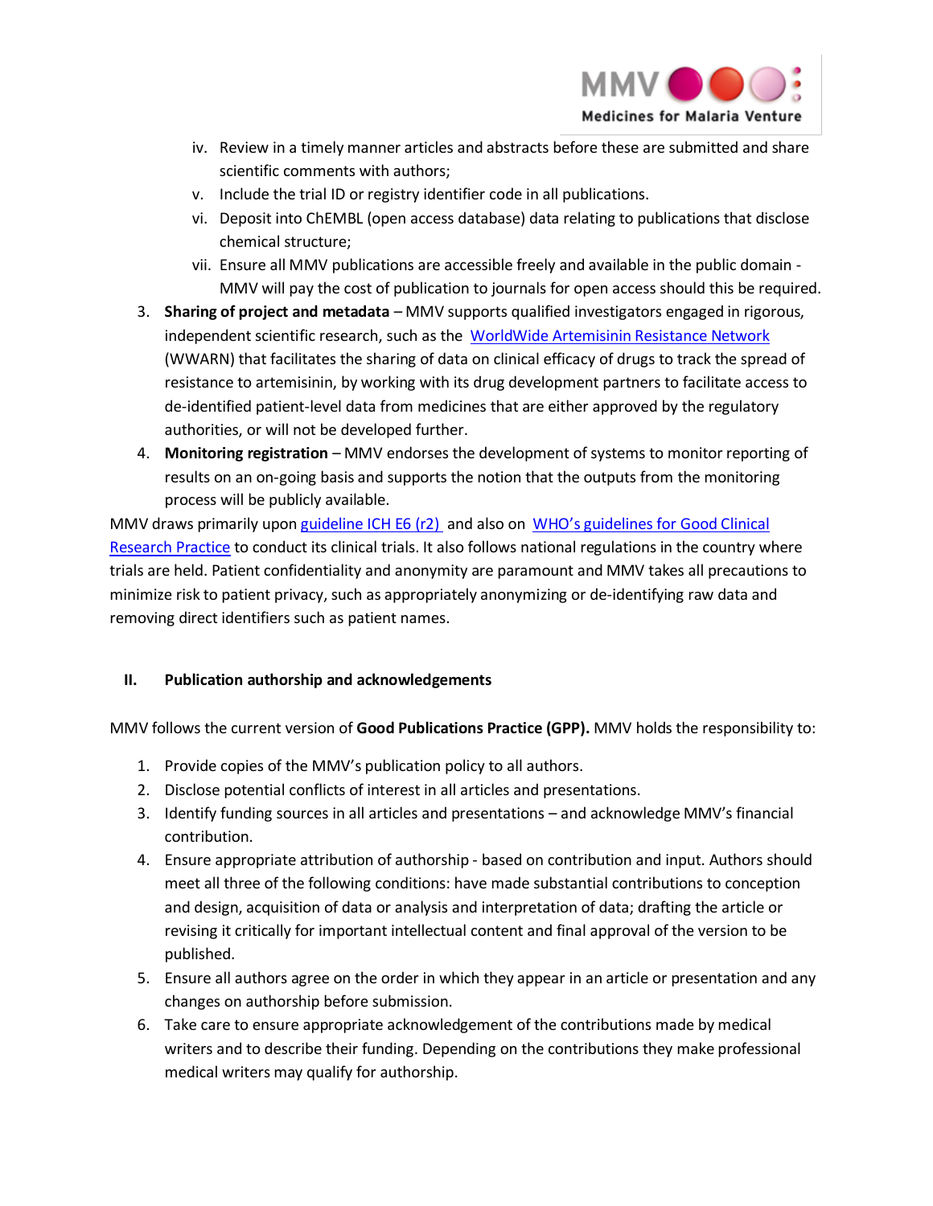iv. Review in a timely manner articles and abstracts before these are submitted and share scientific comments with authors;
v. Include the trial ID or registry identifier code in all publications.
vi. Deposit into ChEMBL (open access database) data relating to publications that disclose chemical structure;
vii. Ensure all MMV publications are accessible freely and available in the public domain - MMV will pay the cost of publication to journals for open access should this be required.

3. **Sharing of project and metadata** – MMV supports qualified investigators engaged in rigorous, independent scientific research, such as the WorldWide Artemisinin Resistance Network (WWARN) that facilitates the sharing of data on clinical efficacy of drugs to track the spread of resistance to artemisinin, by working with its drug development partners to facilitate access to de-identified patient-level data from medicines that are either approved by the regulatory authorities, or will not be developed further.
4. **Monitoring registration** – MMV endorses the development of systems to monitor reporting of results on an on-going basis and supports the notion that the outputs from the monitoring process will be publicly available.

MMV draws primarily upon guideline ICH E6 (r2) and also on WHO's guidelines for Good Clinical Research Practice to conduct its clinical trials. It also follows national regulations in the country where trials are held. Patient confidentiality and anonymity are paramount and MMV takes all precautions to minimize risk to patient privacy, such as appropriately anonymizing or de-identifying raw data and removing direct identifiers such as patient names.

## II. Publication authorship and acknowledgements

MMV follows the current version of **Good Publications Practice (GPP).** MMV holds the responsibility to:

1. Provide copies of the MMV's publication policy to all authors.
2. Disclose potential conflicts of interest in all articles and presentations.
3. Identify funding sources in all articles and presentations – and acknowledge MMV's financial contribution.
4. Ensure appropriate attribution of authorship - based on contribution and input. Authors should meet all three of the following conditions: have made substantial contributions to conception and design, acquisition of data or analysis and interpretation of data; drafting the article or revising it critically for important intellectual content and final approval of the version to be published.
5. Ensure all authors agree on the order in which they appear in an article or presentation and any changes on authorship before submission.
6. Take care to ensure appropriate acknowledgement of the contributions made by medical writers and to describe their funding. Depending on the contributions they make professional medical writers may qualify for authorship.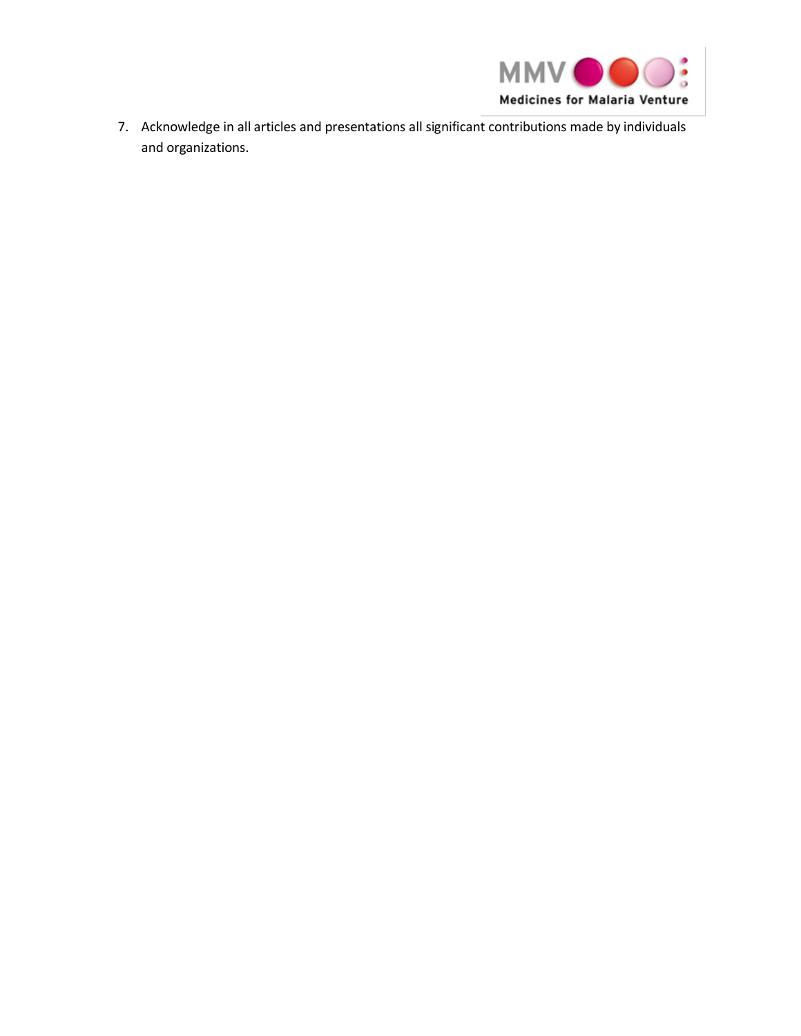7. Acknowledge in all articles and presentations all significant contributions made by individuals and organizations.